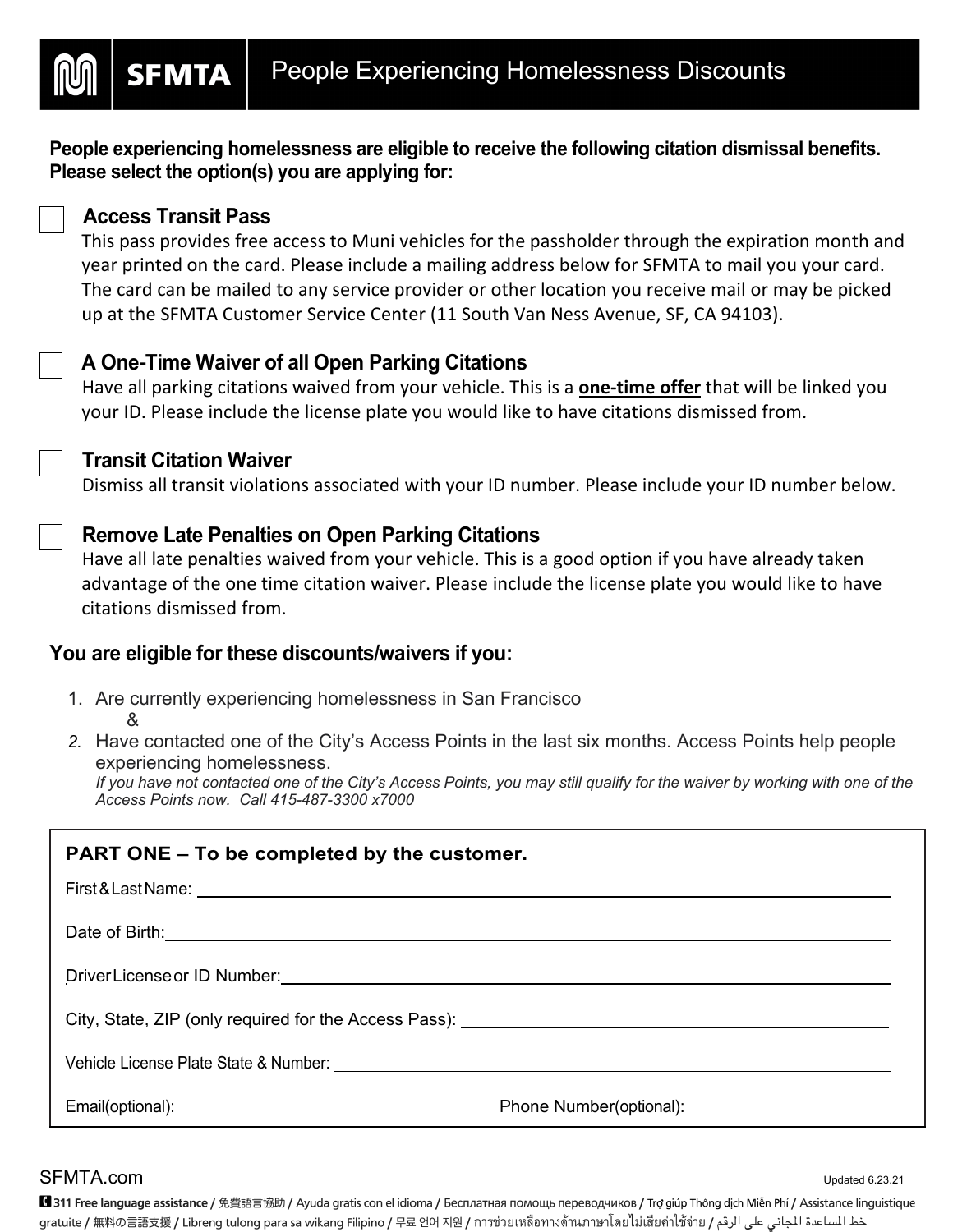# SFMTA — People Experiencing Homelessness Discounts

**People experiencing homelessness are eligible to receive the following citation dismissal benefits. Please select the option(s) you are applying for:**

☐ **Access Transit Pass**
This pass provides free access to Muni vehicles for the passholder through the expiration month and year printed on the card. Please include a mailing address below for SFMTA to mail you your card. The card can be mailed to any service provider or other location you receive mail or may be picked up at the SFMTA Customer Service Center (11 South Van Ness Avenue, SF, CA 94103).

☐ **A One-Time Waiver of all Open Parking Citations**
Have all parking citations waived from your vehicle. This is a **one-time offer** that will be linked you your ID. Please include the license plate you would like to have citations dismissed from.

☐ **Transit Citation Waiver**
Dismiss all transit violations associated with your ID number. Please include your ID number below.

☐ **Remove Late Penalties on Open Parking Citations**
Have all late penalties waived from your vehicle. This is a good option if you have already taken advantage of the one time citation waiver. Please include the license plate you would like to have citations dismissed from.

## You are eligible for these discounts/waivers if you:

1. Are currently experiencing homelessness in San Francisco
   &
2. Have contacted one of the City's Access Points in the last six months. Access Points help people experiencing homelessness.
   *If you have not contacted one of the City's Access Points, you may still qualify for the waiver by working with one of the Access Points now. Call 415-487-3300 x7000*

**PART ONE – To be completed by the customer.**

First & Last Name: ____________________

Date of Birth: ____________________

Driver License or ID Number: ____________________

City, State, ZIP (only required for the Access Pass): ____________________

Vehicle License Plate State & Number: ____________________

Email(optional): ____________________ Phone Number(optional): ____________________

SFMTA.com

Updated 6.23.21

**311 Free language assistance** / 免費語言協助 / Ayuda gratis con el idioma / Бесплатная помощь переводчиков / Trợ giúp Thông dịch Miễn Phí / Assistance linguistique gratuite / 無料の言語支援 / Libreng tulong para sa wikang Filipino / 무료 언어 지원 / การช่วยเหลือทางด้านภาษาโดยไม่เสียค่าใช้จ่าย / خط المساعدة المجاني على الرقم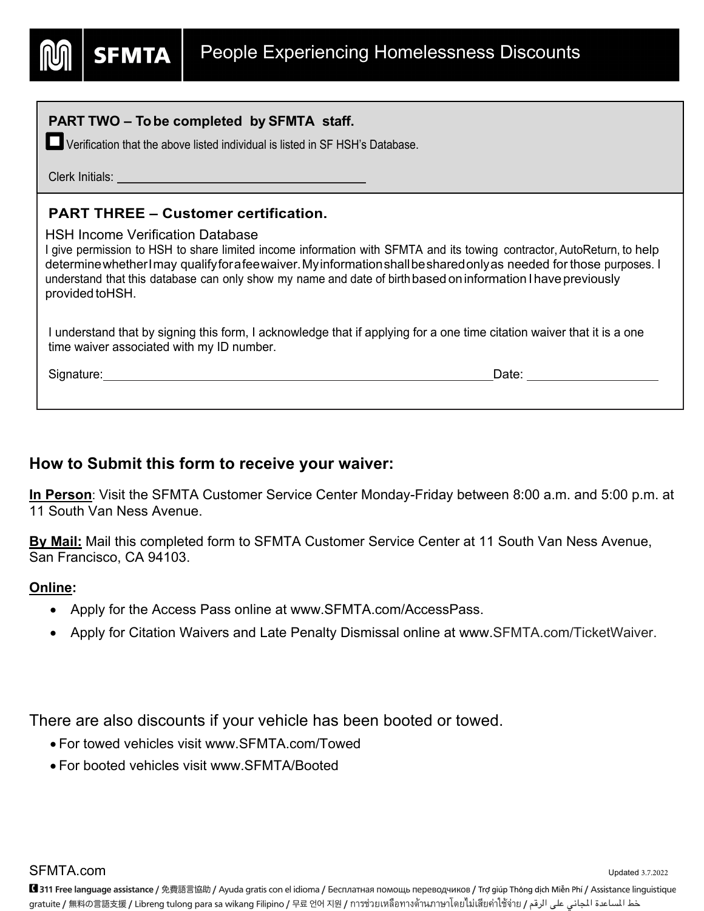# SFMTA People Experiencing Homelessness Discounts

**PART TWO – To be completed by SFMTA staff.**

☐ Verification that the above listed individual is listed in SF HSH's Database.

Clerk Initials: ____________________________________

**PART THREE – Customer certification.**

HSH Income Verification Database

I give permission to HSH to share limited income information with SFMTA and its towing contractor, AutoReturn, to help determine whether I may qualify for a fee waiver. My information shall be shared only as needed for those purposes. I understand that this database can only show my name and date of birth based on information I have previously provided to HSH.

I understand that by signing this form, I acknowledge that if applying for a one time citation waiver that it is a one time waiver associated with my ID number.

Signature: ____________________________________________________ Date: __________________

## How to Submit this form to receive your waiver:

**In Person**: Visit the SFMTA Customer Service Center Monday-Friday between 8:00 a.m. and 5:00 p.m. at 11 South Van Ness Avenue.

**By Mail:** Mail this completed form to SFMTA Customer Service Center at 11 South Van Ness Avenue, San Francisco, CA 94103.

**Online:**

- Apply for the Access Pass online at www.SFMTA.com/AccessPass.
- Apply for Citation Waivers and Late Penalty Dismissal online at www.SFMTA.com/TicketWaiver.

There are also discounts if your vehicle has been booted or towed.

- For towed vehicles visit www.SFMTA.com/Towed
- For booted vehicles visit www.SFMTA/Booted

SFMTA.com

Updated 3.7.2022

**311 Free language assistance** / 免費語言協助 / Ayuda gratis con el idioma / Бесплатная помощь переводчиков / Trợ giúp Thông dịch Miễn Phí / Assistance linguistique gratuite / 無料の言語支援 / Libreng tulong para sa wikang Filipino / 무료 언어 지원 / การช่วยเหลือทางด้านภาษาโดยไม่เสียค่าใช้จ่าย / خط المساعدة المجاني على الرقم